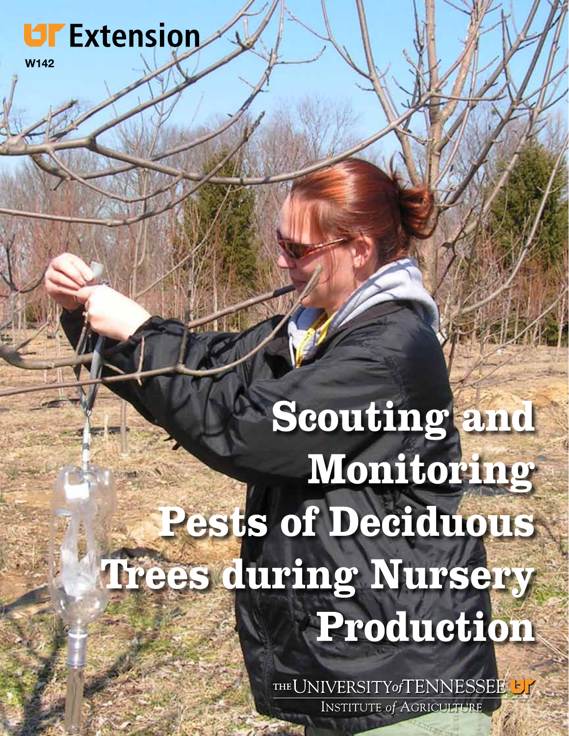UT Extension

W142

# Scouting and Monitoring Pests of Deciduous Trees during Nursery Production

THE UNIVERSITY of TENNESSEE

INSTITUTE of AGRICULTURE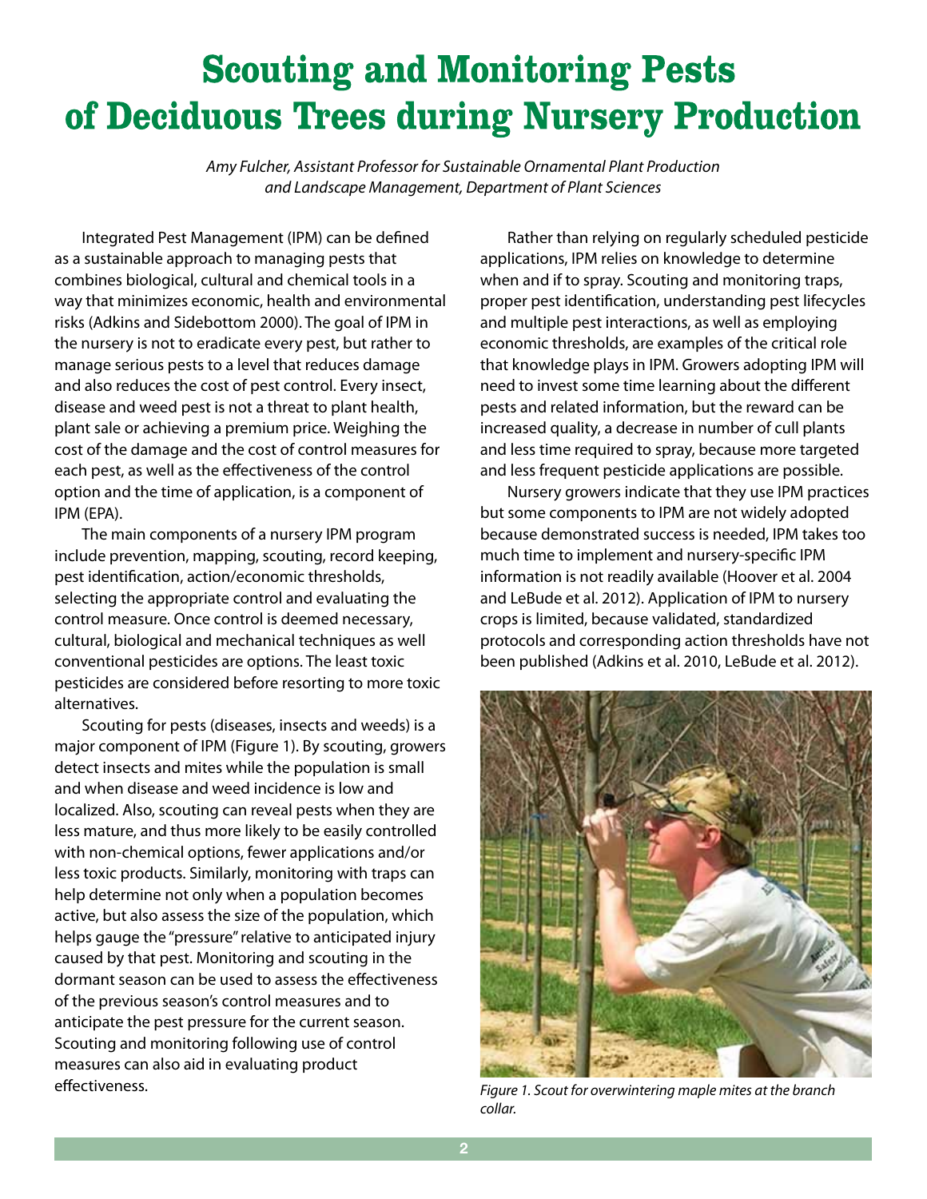# Scouting and Monitoring Pests of Deciduous Trees during Nursery Production

*Amy Fulcher, Assistant Professor for Sustainable Ornamental Plant Production and Landscape Management, Department of Plant Sciences*

Integrated Pest Management (IPM) can be defined as a sustainable approach to managing pests that combines biological, cultural and chemical tools in a way that minimizes economic, health and environmental risks (Adkins and Sidebottom 2000). The goal of IPM in the nursery is not to eradicate every pest, but rather to manage serious pests to a level that reduces damage and also reduces the cost of pest control. Every insect, disease and weed pest is not a threat to plant health, plant sale or achieving a premium price. Weighing the cost of the damage and the cost of control measures for each pest, as well as the effectiveness of the control option and the time of application, is a component of IPM (EPA).

The main components of a nursery IPM program include prevention, mapping, scouting, record keeping, pest identification, action/economic thresholds, selecting the appropriate control and evaluating the control measure. Once control is deemed necessary, cultural, biological and mechanical techniques as well conventional pesticides are options. The least toxic pesticides are considered before resorting to more toxic alternatives.

Scouting for pests (diseases, insects and weeds) is a major component of IPM (Figure 1). By scouting, growers detect insects and mites while the population is small and when disease and weed incidence is low and localized. Also, scouting can reveal pests when they are less mature, and thus more likely to be easily controlled with non-chemical options, fewer applications and/or less toxic products. Similarly, monitoring with traps can help determine not only when a population becomes active, but also assess the size of the population, which helps gauge the "pressure" relative to anticipated injury caused by that pest. Monitoring and scouting in the dormant season can be used to assess the effectiveness of the previous season's control measures and to anticipate the pest pressure for the current season. Scouting and monitoring following use of control measures can also aid in evaluating product effectiveness.

Rather than relying on regularly scheduled pesticide applications, IPM relies on knowledge to determine when and if to spray. Scouting and monitoring traps, proper pest identification, understanding pest lifecycles and multiple pest interactions, as well as employing economic thresholds, are examples of the critical role that knowledge plays in IPM. Growers adopting IPM will need to invest some time learning about the different pests and related information, but the reward can be increased quality, a decrease in number of cull plants and less time required to spray, because more targeted and less frequent pesticide applications are possible.

Nursery growers indicate that they use IPM practices but some components to IPM are not widely adopted because demonstrated success is needed, IPM takes too much time to implement and nursery-specific IPM information is not readily available (Hoover et al. 2004 and LeBude et al. 2012). Application of IPM to nursery crops is limited, because validated, standardized protocols and corresponding action thresholds have not been published (Adkins et al. 2010, LeBude et al. 2012).

*Figure 1. Scout for overwintering maple mites at the branch collar.*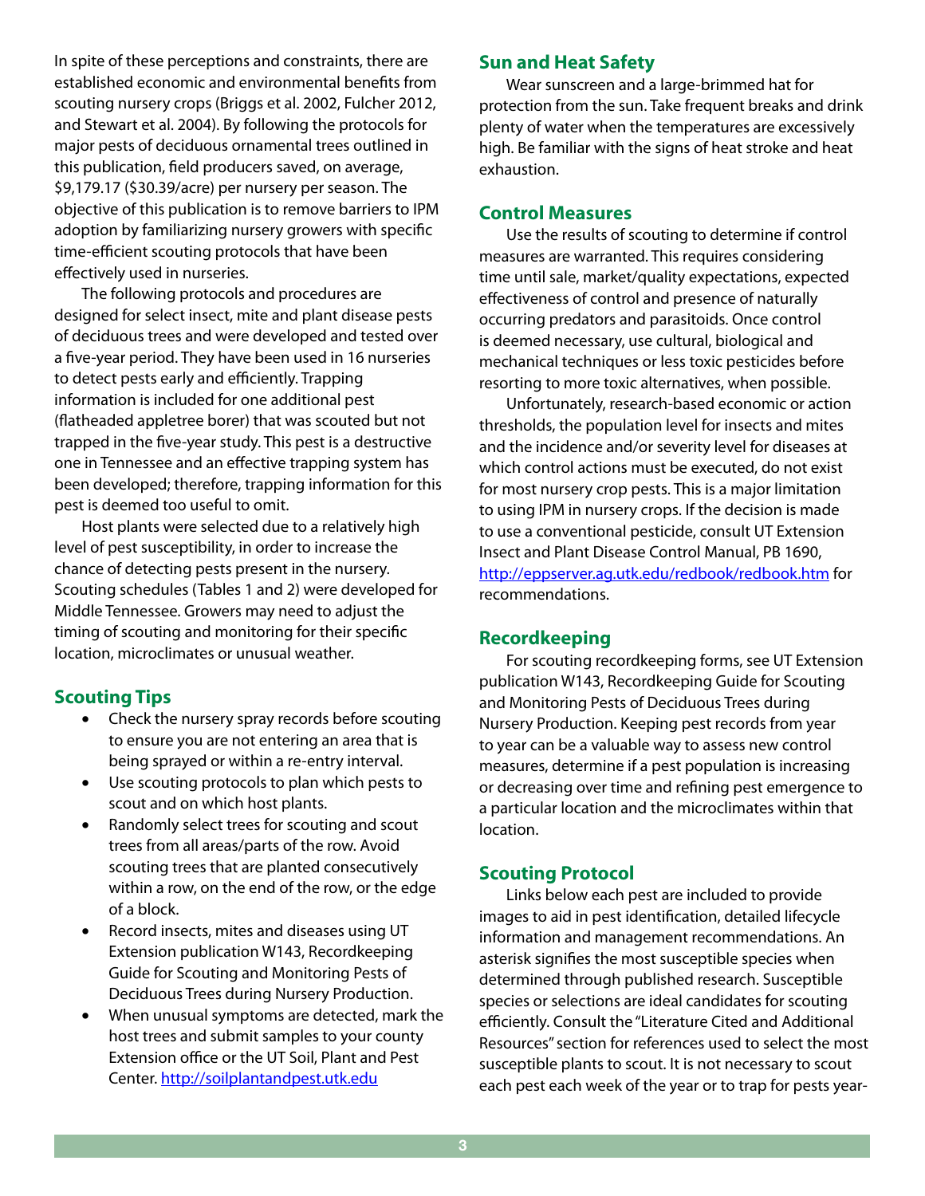In spite of these perceptions and constraints, there are established economic and environmental benefits from scouting nursery crops (Briggs et al. 2002, Fulcher 2012, and Stewart et al. 2004). By following the protocols for major pests of deciduous ornamental trees outlined in this publication, field producers saved, on average, $9,179.17 ($30.39/acre) per nursery per season. The objective of this publication is to remove barriers to IPM adoption by familiarizing nursery growers with specific time-efficient scouting protocols that have been effectively used in nurseries.

The following protocols and procedures are designed for select insect, mite and plant disease pests of deciduous trees and were developed and tested over a five-year period. They have been used in 16 nurseries to detect pests early and efficiently. Trapping information is included for one additional pest (flatheaded appletree borer) that was scouted but not trapped in the five-year study. This pest is a destructive one in Tennessee and an effective trapping system has been developed; therefore, trapping information for this pest is deemed too useful to omit.

Host plants were selected due to a relatively high level of pest susceptibility, in order to increase the chance of detecting pests present in the nursery. Scouting schedules (Tables 1 and 2) were developed for Middle Tennessee. Growers may need to adjust the timing of scouting and monitoring for their specific location, microclimates or unusual weather.

## Scouting Tips

- Check the nursery spray records before scouting to ensure you are not entering an area that is being sprayed or within a re-entry interval.
- Use scouting protocols to plan which pests to scout and on which host plants.
- Randomly select trees for scouting and scout trees from all areas/parts of the row. Avoid scouting trees that are planted consecutively within a row, on the end of the row, or the edge of a block.
- Record insects, mites and diseases using UT Extension publication W143, Recordkeeping Guide for Scouting and Monitoring Pests of Deciduous Trees during Nursery Production.
- When unusual symptoms are detected, mark the host trees and submit samples to your county Extension office or the UT Soil, Plant and Pest Center. http://soilplantandpest.utk.edu

## Sun and Heat Safety

Wear sunscreen and a large-brimmed hat for protection from the sun. Take frequent breaks and drink plenty of water when the temperatures are excessively high. Be familiar with the signs of heat stroke and heat exhaustion.

## Control Measures

Use the results of scouting to determine if control measures are warranted. This requires considering time until sale, market/quality expectations, expected effectiveness of control and presence of naturally occurring predators and parasitoids. Once control is deemed necessary, use cultural, biological and mechanical techniques or less toxic pesticides before resorting to more toxic alternatives, when possible.

Unfortunately, research-based economic or action thresholds, the population level for insects and mites and the incidence and/or severity level for diseases at which control actions must be executed, do not exist for most nursery crop pests. This is a major limitation to using IPM in nursery crops. If the decision is made to use a conventional pesticide, consult UT Extension Insect and Plant Disease Control Manual, PB 1690, http://eppserver.ag.utk.edu/redbook/redbook.htm for recommendations.

## Recordkeeping

For scouting recordkeeping forms, see UT Extension publication W143, Recordkeeping Guide for Scouting and Monitoring Pests of Deciduous Trees during Nursery Production. Keeping pest records from year to year can be a valuable way to assess new control measures, determine if a pest population is increasing or decreasing over time and refining pest emergence to a particular location and the microclimates within that location.

## Scouting Protocol

Links below each pest are included to provide images to aid in pest identification, detailed lifecycle information and management recommendations. An asterisk signifies the most susceptible species when determined through published research. Susceptible species or selections are ideal candidates for scouting efficiently. Consult the "Literature Cited and Additional Resources" section for references used to select the most susceptible plants to scout. It is not necessary to scout each pest each week of the year or to trap for pests year-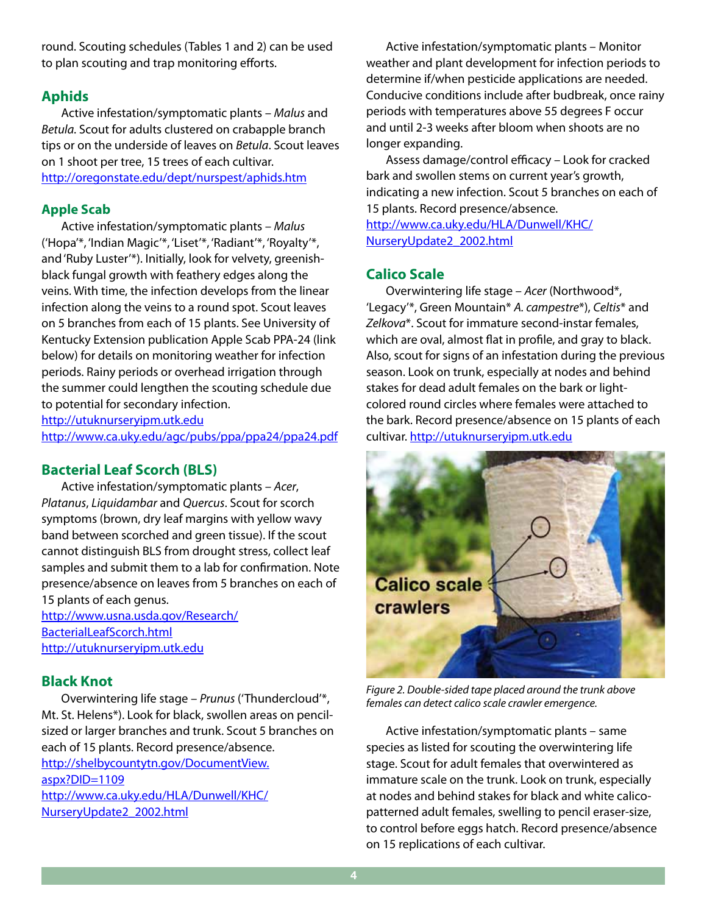round. Scouting schedules (Tables 1 and 2) can be used to plan scouting and trap monitoring efforts.

## Aphids

Active infestation/symptomatic plants – *Malus* and *Betula*. Scout for adults clustered on crabapple branch tips or on the underside of leaves on *Betula*. Scout leaves on 1 shoot per tree, 15 trees of each cultivar.
http://oregonstate.edu/dept/nurspest/aphids.htm

## Apple Scab

Active infestation/symptomatic plants – *Malus* ('Hopa'*, 'Indian Magic'*, 'Liset'*, 'Radiant'*, 'Royalty'*, and 'Ruby Luster'*). Initially, look for velvety, greenish-black fungal growth with feathery edges along the veins. With time, the infection develops from the linear infection along the veins to a round spot. Scout leaves on 5 branches from each of 15 plants. See University of Kentucky Extension publication Apple Scab PPA-24 (link below) for details on monitoring weather for infection periods. Rainy periods or overhead irrigation through the summer could lengthen the scouting schedule due to potential for secondary infection.
http://utuknurseryipm.utk.edu
http://www.ca.uky.edu/agc/pubs/ppa/ppa24/ppa24.pdf

## Bacterial Leaf Scorch (BLS)

Active infestation/symptomatic plants – *Acer*, *Platanus*, *Liquidambar* and *Quercus*. Scout for scorch symptoms (brown, dry leaf margins with yellow wavy band between scorched and green tissue). If the scout cannot distinguish BLS from drought stress, collect leaf samples and submit them to a lab for confirmation. Note presence/absence on leaves from 5 branches on each of 15 plants of each genus.
http://www.usna.usda.gov/Research/BacterialLeafScorch.html
http://utuknurseryipm.utk.edu

## Black Knot

Overwintering life stage – *Prunus* ('Thundercloud'*, Mt. St. Helens*). Look for black, swollen areas on pencil-sized or larger branches and trunk. Scout 5 branches on each of 15 plants. Record presence/absence.
http://shelbycountytn.gov/DocumentView.aspx?DID=1109
http://www.ca.uky.edu/HLA/Dunwell/KHC/NurseryUpdate2_2002.html

Active infestation/symptomatic plants – Monitor weather and plant development for infection periods to determine if/when pesticide applications are needed. Conducive conditions include after budbreak, once rainy periods with temperatures above 55 degrees F occur and until 2-3 weeks after bloom when shoots are no longer expanding.

Assess damage/control efficacy – Look for cracked bark and swollen stems on current year's growth, indicating a new infection. Scout 5 branches on each of 15 plants. Record presence/absence.
http://www.ca.uky.edu/HLA/Dunwell/KHC/NurseryUpdate2_2002.html

## Calico Scale

Overwintering life stage – *Acer* (Northwood*, 'Legacy'*, Green Mountain* *A. campestre**), *Celtis** and *Zelkova**. Scout for immature second-instar females, which are oval, almost flat in profile, and gray to black. Also, scout for signs of an infestation during the previous season. Look on trunk, especially at nodes and behind stakes for dead adult females on the bark or light-colored round circles where females were attached to the bark. Record presence/absence on 15 plants of each cultivar. http://utuknurseryipm.utk.edu

*Figure 2. Double-sided tape placed around the trunk above females can detect calico scale crawler emergence.*

Active infestation/symptomatic plants – same species as listed for scouting the overwintering life stage. Scout for adult females that overwintered as immature scale on the trunk. Look on trunk, especially at nodes and behind stakes for black and white calico-patterned adult females, swelling to pencil eraser-size, to control before eggs hatch. Record presence/absence on 15 replications of each cultivar.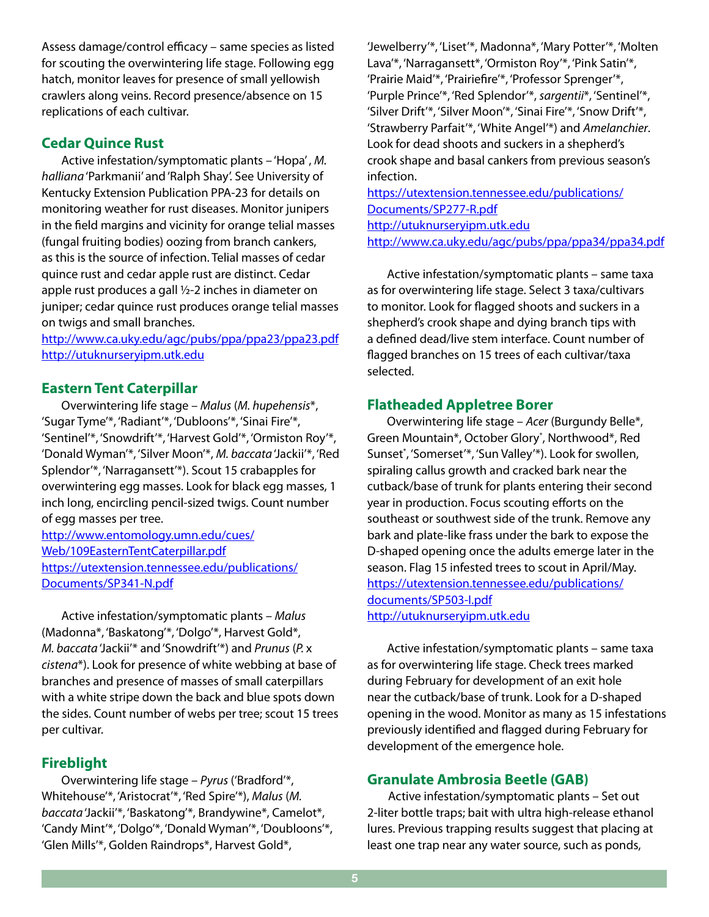Assess damage/control efficacy – same species as listed for scouting the overwintering life stage. Following egg hatch, monitor leaves for presence of small yellowish crawlers along veins. Record presence/absence on 15 replications of each cultivar.

## Cedar Quince Rust

Active infestation/symptomatic plants – 'Hopa', *M. halliana* 'Parkmanii' and 'Ralph Shay'. See University of Kentucky Extension Publication PPA-23 for details on monitoring weather for rust diseases. Monitor junipers in the field margins and vicinity for orange telial masses (fungal fruiting bodies) oozing from branch cankers, as this is the source of infection. Telial masses of cedar quince rust and cedar apple rust are distinct. Cedar apple rust produces a gall ½-2 inches in diameter on juniper; cedar quince rust produces orange telial masses on twigs and small branches.

http://www.ca.uky.edu/agc/pubs/ppa/ppa23/ppa23.pdf
http://utuknurseryipm.utk.edu

## Eastern Tent Caterpillar

Overwintering life stage – *Malus* (*M. hupehensis*\*, 'Sugar Tyme'\*, 'Radiant'\*, 'Dubloons'\*, 'Sinai Fire'\*, 'Sentinel'\*, 'Snowdrift'\*, 'Harvest Gold'\*, 'Ormiston Roy'\*, 'Donald Wyman'\*, 'Silver Moon'\*, *M. baccata* 'Jackii'\*, 'Red Splendor'\*, 'Narragansett'\*). Scout 15 crabapples for overwintering egg masses. Look for black egg masses, 1 inch long, encircling pencil-sized twigs. Count number of egg masses per tree.

http://www.entomology.umn.edu/cues/Web/109EasternTentCaterpillar.pdf
https://utextension.tennessee.edu/publications/Documents/SP341-N.pdf

Active infestation/symptomatic plants – *Malus* (Madonna\*, 'Baskatong'\*, 'Dolgo'\*, Harvest Gold\*, *M. baccata* 'Jackii'\* and 'Snowdrift'\*) and *Prunus* (*P.* x *cistena*\*). Look for presence of white webbing at base of branches and presence of masses of small caterpillars with a white stripe down the back and blue spots down the sides. Count number of webs per tree; scout 15 trees per cultivar.

## Fireblight

Overwintering life stage – *Pyrus* ('Bradford'\*, Whitehouse'\*, 'Aristocrat'\*, 'Red Spire'\*), *Malus* (*M. baccata* 'Jackii'\*, 'Baskatong'\*, Brandywine\*, Camelot\*, 'Candy Mint'\*, 'Dolgo'\*, 'Donald Wyman'\*, 'Doubloons'\*, 'Glen Mills'\*, Golden Raindrops\*, Harvest Gold\*, 'Jewelberry'\*, 'Liset'\*, Madonna\*, 'Mary Potter'\*, 'Molten Lava'\*, 'Narragansett\*, 'Ormiston Roy'\*, 'Pink Satin'\*, 'Prairie Maid'\*, 'Prairiefire'\*, 'Professor Sprenger'\*, 'Purple Prince'\*, 'Red Splendor'\*, *sargentii*\*, 'Sentinel'\*, 'Silver Drift'\*, 'Silver Moon'\*, 'Sinai Fire'\*, 'Snow Drift'\*, 'Strawberry Parfait'\*, 'White Angel'\*) and *Amelanchier*. Look for dead shoots and suckers in a shepherd's crook shape and basal cankers from previous season's infection.

https://utextension.tennessee.edu/publications/Documents/SP277-R.pdf
http://utuknurseryipm.utk.edu
http://www.ca.uky.edu/agc/pubs/ppa/ppa34/ppa34.pdf

Active infestation/symptomatic plants – same taxa as for overwintering life stage. Select 3 taxa/cultivars to monitor. Look for flagged shoots and suckers in a shepherd's crook shape and dying branch tips with a defined dead/live stem interface. Count number of flagged branches on 15 trees of each cultivar/taxa selected.

## Flatheaded Appletree Borer

Overwintering life stage – *Acer* (Burgundy Belle\*, Green Mountain\*, October Glory\*, Northwood\*, Red Sunset\*, 'Somerset'\*, 'Sun Valley'\*). Look for swollen, spiraling callus growth and cracked bark near the cutback/base of trunk for plants entering their second year in production. Focus scouting efforts on the southeast or southwest side of the trunk. Remove any bark and plate-like frass under the bark to expose the D-shaped opening once the adults emerge later in the season. Flag 15 infested trees to scout in April/May.

https://utextension.tennessee.edu/publications/documents/SP503-I.pdf
http://utuknurseryipm.utk.edu

Active infestation/symptomatic plants – same taxa as for overwintering life stage. Check trees marked during February for development of an exit hole near the cutback/base of trunk. Look for a D-shaped opening in the wood. Monitor as many as 15 infestations previously identified and flagged during February for development of the emergence hole.

## Granulate Ambrosia Beetle (GAB)

Active infestation/symptomatic plants – Set out 2-liter bottle traps; bait with ultra high-release ethanol lures. Previous trapping results suggest that placing at least one trap near any water source, such as ponds,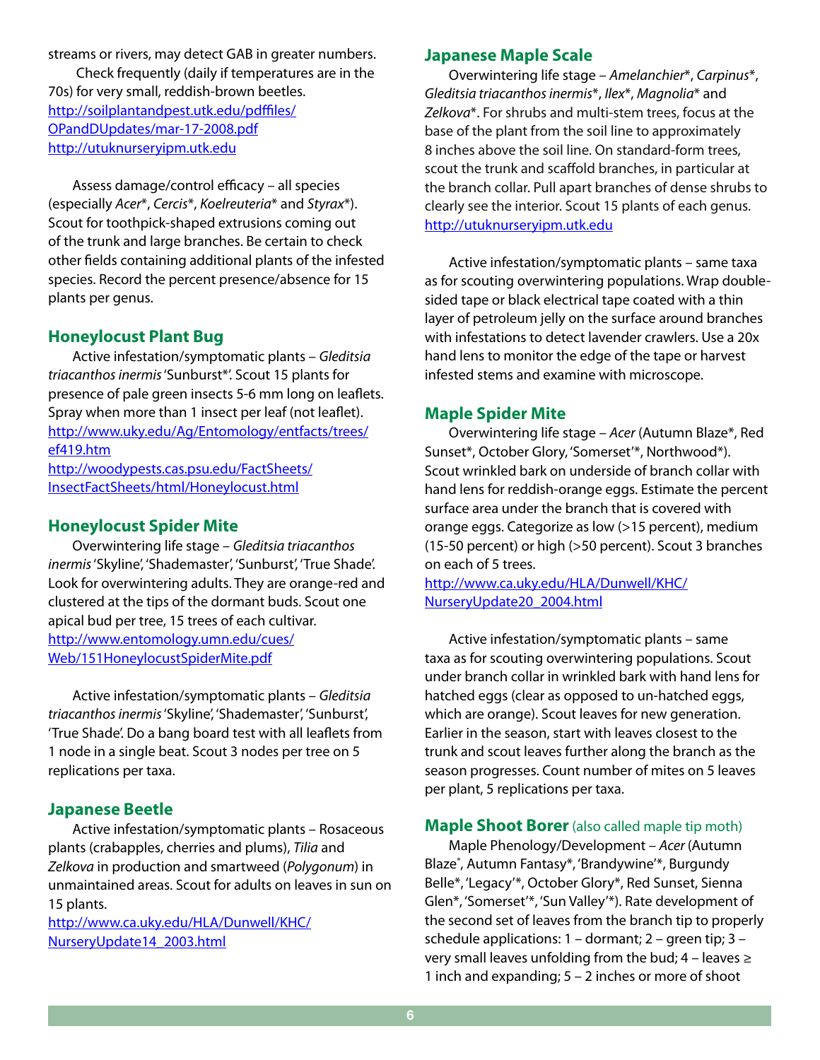streams or rivers, may detect GAB in greater numbers.

Check frequently (daily if temperatures are in the 70s) for very small, reddish-brown beetles.
http://soilplantandpest.utk.edu/pdffiles/OPandDUpdates/mar-17-2008.pdf
http://utuknurseryipm.utk.edu

Assess damage/control efficacy – all species (especially *Acer*\*, *Cercis*\*, *Koelreuteria*\* and *Styrax*\*). Scout for toothpick-shaped extrusions coming out of the trunk and large branches. Be certain to check other fields containing additional plants of the infested species. Record the percent presence/absence for 15 plants per genus.

## Honeylocust Plant Bug

Active infestation/symptomatic plants – *Gleditsia triacanthos inermis* 'Sunburst\*'. Scout 15 plants for presence of pale green insects 5-6 mm long on leaflets. Spray when more than 1 insect per leaf (not leaflet).
http://www.uky.edu/Ag/Entomology/entfacts/trees/ef419.htm
http://woodypests.cas.psu.edu/FactSheets/InsectFactSheets/html/Honeylocust.html

## Honeylocust Spider Mite

Overwintering life stage – *Gleditsia triacanthos inermis* 'Skyline', 'Shademaster', 'Sunburst', 'True Shade'. Look for overwintering adults. They are orange-red and clustered at the tips of the dormant buds. Scout one apical bud per tree, 15 trees of each cultivar.
http://www.entomology.umn.edu/cues/Web/151HoneylocustSpiderMite.pdf

Active infestation/symptomatic plants – *Gleditsia triacanthos inermis* 'Skyline', 'Shademaster', 'Sunburst', 'True Shade'. Do a bang board test with all leaflets from 1 node in a single beat. Scout 3 nodes per tree on 5 replications per taxa.

## Japanese Beetle

Active infestation/symptomatic plants – Rosaceous plants (crabapples, cherries and plums), *Tilia* and *Zelkova* in production and smartweed (*Polygonum*) in unmaintained areas. Scout for adults on leaves in sun on 15 plants.
http://www.ca.uky.edu/HLA/Dunwell/KHC/NurseryUpdate14_2003.html

## Japanese Maple Scale

Overwintering life stage – *Amelanchier*\*, *Carpinus*\*, *Gleditsia triacanthos inermis*\*, *Ilex*\*, *Magnolia*\* and *Zelkova*\*. For shrubs and multi-stem trees, focus at the base of the plant from the soil line to approximately 8 inches above the soil line. On standard-form trees, scout the trunk and scaffold branches, in particular at the branch collar. Pull apart branches of dense shrubs to clearly see the interior. Scout 15 plants of each genus.
http://utuknurseryipm.utk.edu

Active infestation/symptomatic plants – same taxa as for scouting overwintering populations. Wrap double-sided tape or black electrical tape coated with a thin layer of petroleum jelly on the surface around branches with infestations to detect lavender crawlers. Use a 20x hand lens to monitor the edge of the tape or harvest infested stems and examine with microscope.

## Maple Spider Mite

Overwintering life stage – *Acer* (Autumn Blaze\*, Red Sunset\*, October Glory, 'Somerset'\*, Northwood\*). Scout wrinkled bark on underside of branch collar with hand lens for reddish-orange eggs. Estimate the percent surface area under the branch that is covered with orange eggs. Categorize as low (>15 percent), medium (15-50 percent) or high (>50 percent). Scout 3 branches on each of 5 trees.
http://www.ca.uky.edu/HLA/Dunwell/KHC/NurseryUpdate20_2004.html

Active infestation/symptomatic plants – same taxa as for scouting overwintering populations. Scout under branch collar in wrinkled bark with hand lens for hatched eggs (clear as opposed to un-hatched eggs, which are orange). Scout leaves for new generation. Earlier in the season, start with leaves closest to the trunk and scout leaves further along the branch as the season progresses. Count number of mites on 5 leaves per plant, 5 replications per taxa.

## Maple Shoot Borer (also called maple tip moth)

Maple Phenology/Development – *Acer* (Autumn Blaze\*, Autumn Fantasy\*, 'Brandywine'\*, Burgundy Belle\*, 'Legacy'\*, October Glory\*, Red Sunset, Sienna Glen\*, 'Somerset'\*, 'Sun Valley'\*). Rate development of the second set of leaves from the branch tip to properly schedule applications: 1 – dormant; 2 – green tip; 3 – very small leaves unfolding from the bud; 4 – leaves ≥ 1 inch and expanding; 5 – 2 inches or more of shoot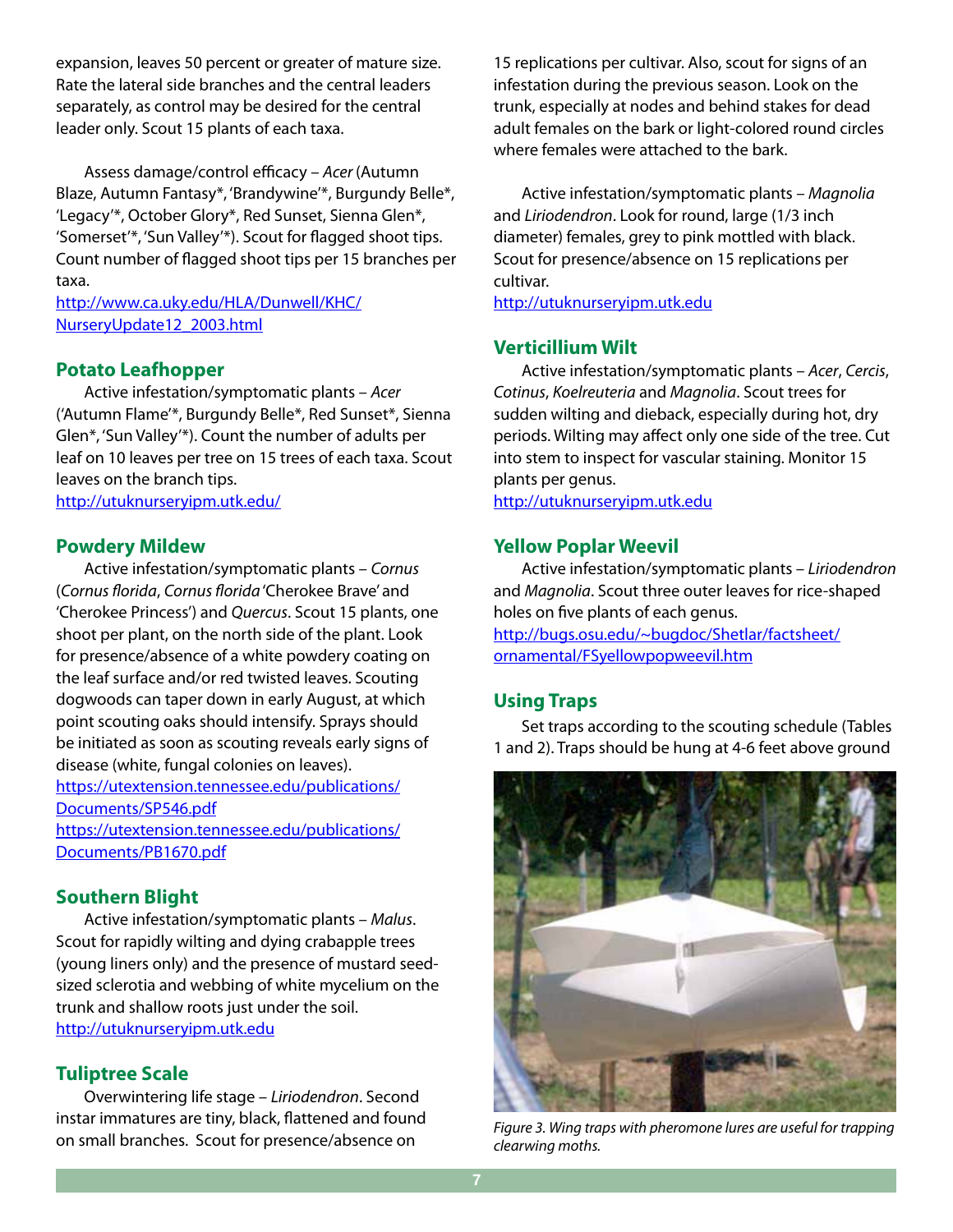expansion, leaves 50 percent or greater of mature size. Rate the lateral side branches and the central leaders separately, as control may be desired for the central leader only. Scout 15 plants of each taxa.

Assess damage/control efficacy – *Acer* (Autumn Blaze, Autumn Fantasy*, 'Brandywine'*, Burgundy Belle*, 'Legacy'*, October Glory*, Red Sunset, Sienna Glen*, 'Somerset'*, 'Sun Valley'*). Scout for flagged shoot tips. Count number of flagged shoot tips per 15 branches per taxa.
http://www.ca.uky.edu/HLA/Dunwell/KHC/NurseryUpdate12_2003.html

## Potato Leafhopper

Active infestation/symptomatic plants – *Acer* ('Autumn Flame'*, Burgundy Belle*, Red Sunset*, Sienna Glen*, 'Sun Valley'*). Count the number of adults per leaf on 10 leaves per tree on 15 trees of each taxa. Scout leaves on the branch tips.
http://utuknurseryipm.utk.edu/

## Powdery Mildew

Active infestation/symptomatic plants – *Cornus* (*Cornus florida*, *Cornus florida* 'Cherokee Brave' and 'Cherokee Princess') and *Quercus*. Scout 15 plants, one shoot per plant, on the north side of the plant. Look for presence/absence of a white powdery coating on the leaf surface and/or red twisted leaves. Scouting dogwoods can taper down in early August, at which point scouting oaks should intensify. Sprays should be initiated as soon as scouting reveals early signs of disease (white, fungal colonies on leaves).
https://utextension.tennessee.edu/publications/Documents/SP546.pdf
https://utextension.tennessee.edu/publications/Documents/PB1670.pdf

## Southern Blight

Active infestation/symptomatic plants – *Malus*. Scout for rapidly wilting and dying crabapple trees (young liners only) and the presence of mustard seed-sized sclerotia and webbing of white mycelium on the trunk and shallow roots just under the soil.
http://utuknurseryipm.utk.edu

## Tuliptree Scale

Overwintering life stage – *Liriodendron*. Second instar immatures are tiny, black, flattened and found on small branches. Scout for presence/absence on 15 replications per cultivar. Also, scout for signs of an infestation during the previous season. Look on the trunk, especially at nodes and behind stakes for dead adult females on the bark or light-colored round circles where females were attached to the bark.

Active infestation/symptomatic plants – *Magnolia* and *Liriodendron*. Look for round, large (1/3 inch diameter) females, grey to pink mottled with black. Scout for presence/absence on 15 replications per cultivar.
http://utuknurseryipm.utk.edu

## Verticillium Wilt

Active infestation/symptomatic plants – *Acer*, *Cercis*, *Cotinus*, *Koelreuteria* and *Magnolia*. Scout trees for sudden wilting and dieback, especially during hot, dry periods. Wilting may affect only one side of the tree. Cut into stem to inspect for vascular staining. Monitor 15 plants per genus.
http://utuknurseryipm.utk.edu

## Yellow Poplar Weevil

Active infestation/symptomatic plants – *Liriodendron* and *Magnolia*. Scout three outer leaves for rice-shaped holes on five plants of each genus.
http://bugs.osu.edu/~bugdoc/Shetlar/factsheet/ornamental/FSyellowpopweevil.htm

## Using Traps

Set traps according to the scouting schedule (Tables 1 and 2). Traps should be hung at 4-6 feet above ground

*Figure 3. Wing traps with pheromone lures are useful for trapping clearwing moths.*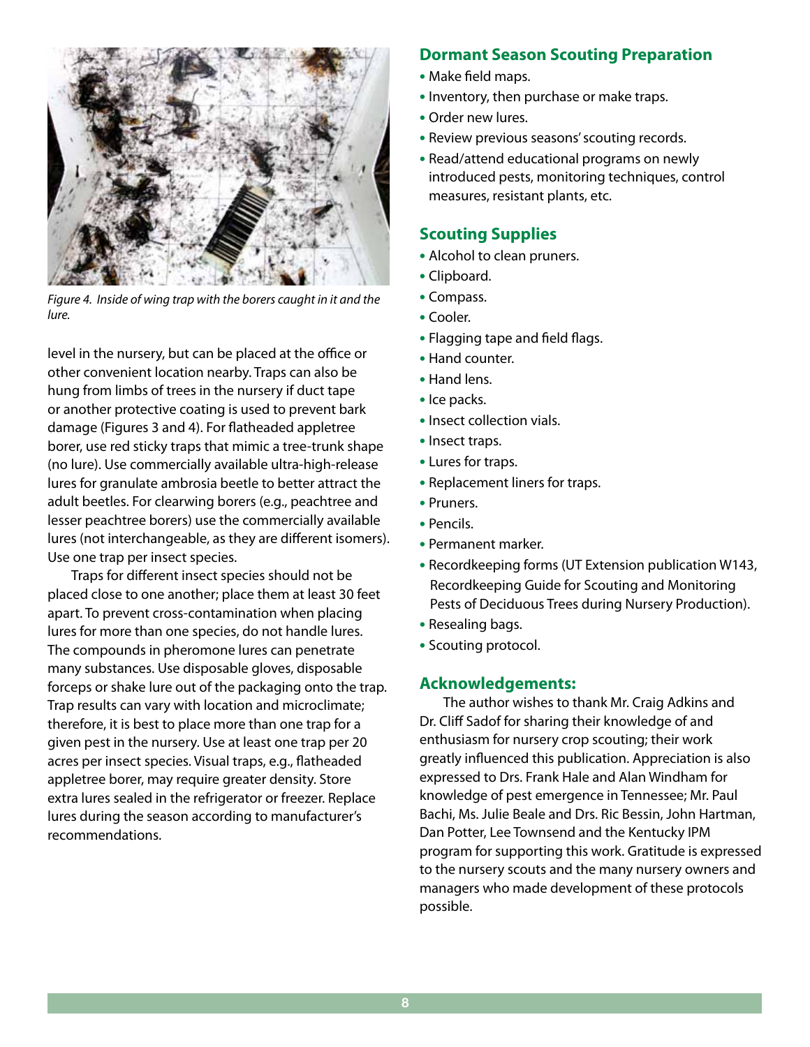*Figure 4. Inside of wing trap with the borers caught in it and the lure.*

level in the nursery, but can be placed at the office or other convenient location nearby. Traps can also be hung from limbs of trees in the nursery if duct tape or another protective coating is used to prevent bark damage (Figures 3 and 4). For flatheaded appletree borer, use red sticky traps that mimic a tree-trunk shape (no lure). Use commercially available ultra-high-release lures for granulate ambrosia beetle to better attract the adult beetles. For clearwing borers (e.g., peachtree and lesser peachtree borers) use the commercially available lures (not interchangeable, as they are different isomers). Use one trap per insect species.

Traps for different insect species should not be placed close to one another; place them at least 30 feet apart. To prevent cross-contamination when placing lures for more than one species, do not handle lures. The compounds in pheromone lures can penetrate many substances. Use disposable gloves, disposable forceps or shake lure out of the packaging onto the trap. Trap results can vary with location and microclimate; therefore, it is best to place more than one trap for a given pest in the nursery. Use at least one trap per 20 acres per insect species. Visual traps, e.g., flatheaded appletree borer, may require greater density. Store extra lures sealed in the refrigerator or freezer. Replace lures during the season according to manufacturer's recommendations.

## Dormant Season Scouting Preparation

- Make field maps.
- Inventory, then purchase or make traps.
- Order new lures.
- Review previous seasons' scouting records.
- Read/attend educational programs on newly introduced pests, monitoring techniques, control measures, resistant plants, etc.

## Scouting Supplies

- Alcohol to clean pruners.
- Clipboard.
- Compass.
- Cooler.
- Flagging tape and field flags.
- Hand counter.
- Hand lens.
- Ice packs.
- Insect collection vials.
- Insect traps.
- Lures for traps.
- Replacement liners for traps.
- Pruners.
- Pencils.
- Permanent marker.
- Recordkeeping forms (UT Extension publication W143, Recordkeeping Guide for Scouting and Monitoring Pests of Deciduous Trees during Nursery Production).
- Resealing bags.
- Scouting protocol.

## Acknowledgements:

The author wishes to thank Mr. Craig Adkins and Dr. Cliff Sadof for sharing their knowledge of and enthusiasm for nursery crop scouting; their work greatly influenced this publication. Appreciation is also expressed to Drs. Frank Hale and Alan Windham for knowledge of pest emergence in Tennessee; Mr. Paul Bachi, Ms. Julie Beale and Drs. Ric Bessin, John Hartman, Dan Potter, Lee Townsend and the Kentucky IPM program for supporting this work. Gratitude is expressed to the nursery scouts and the many nursery owners and managers who made development of these protocols possible.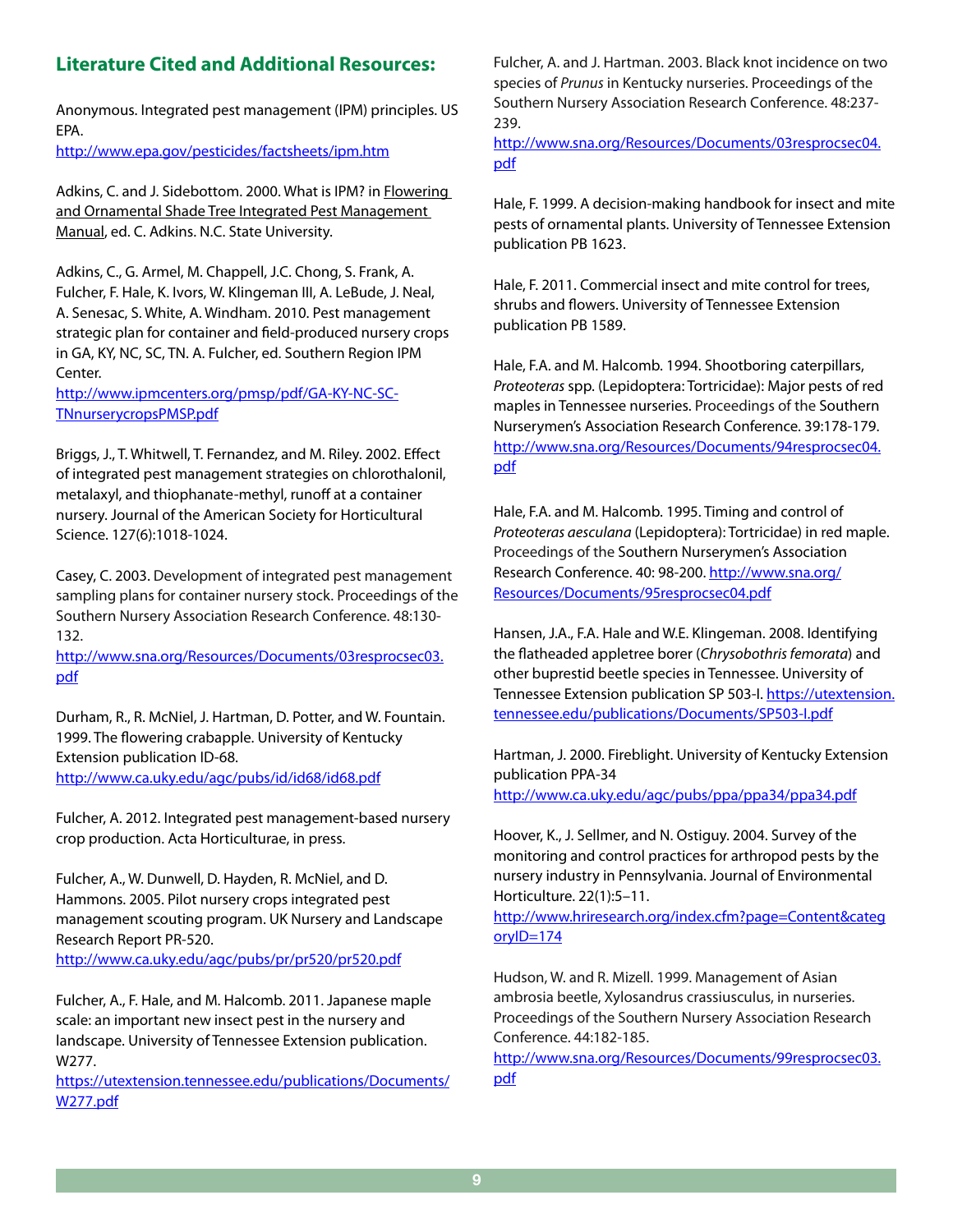## Literature Cited and Additional Resources:

Anonymous. Integrated pest management (IPM) principles. US EPA.
http://www.epa.gov/pesticides/factsheets/ipm.htm

Adkins, C. and J. Sidebottom. 2000. What is IPM? in Flowering and Ornamental Shade Tree Integrated Pest Management Manual, ed. C. Adkins. N.C. State University.

Adkins, C., G. Armel, M. Chappell, J.C. Chong, S. Frank, A. Fulcher, F. Hale, K. Ivors, W. Klingeman III, A. LeBude, J. Neal, A. Senesac, S. White, A. Windham. 2010. Pest management strategic plan for container and field-produced nursery crops in GA, KY, NC, SC, TN. A. Fulcher, ed. Southern Region IPM Center.
http://www.ipmcenters.org/pmsp/pdf/GA-KY-NC-SC-TNnurserycropsPMSP.pdf

Briggs, J., T. Whitwell, T. Fernandez, and M. Riley. 2002. Effect of integrated pest management strategies on chlorothalonil, metalaxyl, and thiophanate-methyl, runoff at a container nursery. Journal of the American Society for Horticultural Science. 127(6):1018-1024.

Casey, C. 2003. Development of integrated pest management sampling plans for container nursery stock. Proceedings of the Southern Nursery Association Research Conference. 48:130-132.
http://www.sna.org/Resources/Documents/03resprocsec03.pdf

Durham, R., R. McNiel, J. Hartman, D. Potter, and W. Fountain. 1999. The flowering crabapple. University of Kentucky Extension publication ID-68.
http://www.ca.uky.edu/agc/pubs/id/id68/id68.pdf

Fulcher, A. 2012. Integrated pest management-based nursery crop production. Acta Horticulturae, in press.

Fulcher, A., W. Dunwell, D. Hayden, R. McNiel, and D. Hammons. 2005. Pilot nursery crops integrated pest management scouting program. UK Nursery and Landscape Research Report PR-520.
http://www.ca.uky.edu/agc/pubs/pr/pr520/pr520.pdf

Fulcher, A., F. Hale, and M. Halcomb. 2011. Japanese maple scale: an important new insect pest in the nursery and landscape. University of Tennessee Extension publication. W277.
https://utextension.tennessee.edu/publications/Documents/W277.pdf

Fulcher, A. and J. Hartman. 2003. Black knot incidence on two species of *Prunus* in Kentucky nurseries. Proceedings of the Southern Nursery Association Research Conference. 48:237-239.
http://www.sna.org/Resources/Documents/03resprocsec04.pdf

Hale, F. 1999. A decision-making handbook for insect and mite pests of ornamental plants. University of Tennessee Extension publication PB 1623.

Hale, F. 2011. Commercial insect and mite control for trees, shrubs and flowers. University of Tennessee Extension publication PB 1589.

Hale, F.A. and M. Halcomb. 1994. Shootboring caterpillars, *Proteoteras* spp. (Lepidoptera: Tortricidae): Major pests of red maples in Tennessee nurseries. Proceedings of the Southern Nurserymen's Association Research Conference. 39:178-179.
http://www.sna.org/Resources/Documents/94resprocsec04.pdf

Hale, F.A. and M. Halcomb. 1995. Timing and control of *Proteoteras aesculana* (Lepidoptera): Tortricidae) in red maple. Proceedings of the Southern Nurserymen's Association Research Conference. 40: 98-200. http://www.sna.org/Resources/Documents/95resprocsec04.pdf

Hansen, J.A., F.A. Hale and W.E. Klingeman. 2008. Identifying the flatheaded appletree borer (*Chrysobothris femorata*) and other buprestid beetle species in Tennessee. University of Tennessee Extension publication SP 503-I. https://utextension.tennessee.edu/publications/Documents/SP503-I.pdf

Hartman, J. 2000. Fireblight. University of Kentucky Extension publication PPA-34
http://www.ca.uky.edu/agc/pubs/ppa/ppa34/ppa34.pdf

Hoover, K., J. Sellmer, and N. Ostiguy. 2004. Survey of the monitoring and control practices for arthropod pests by the nursery industry in Pennsylvania. Journal of Environmental Horticulture. 22(1):5–11.
http://www.hriresearch.org/index.cfm?page=Content&categoryID=174

Hudson, W. and R. Mizell. 1999. Management of Asian ambrosia beetle, Xylosandrus crassiusculus, in nurseries. Proceedings of the Southern Nursery Association Research Conference. 44:182-185.
http://www.sna.org/Resources/Documents/99resprocsec03.pdf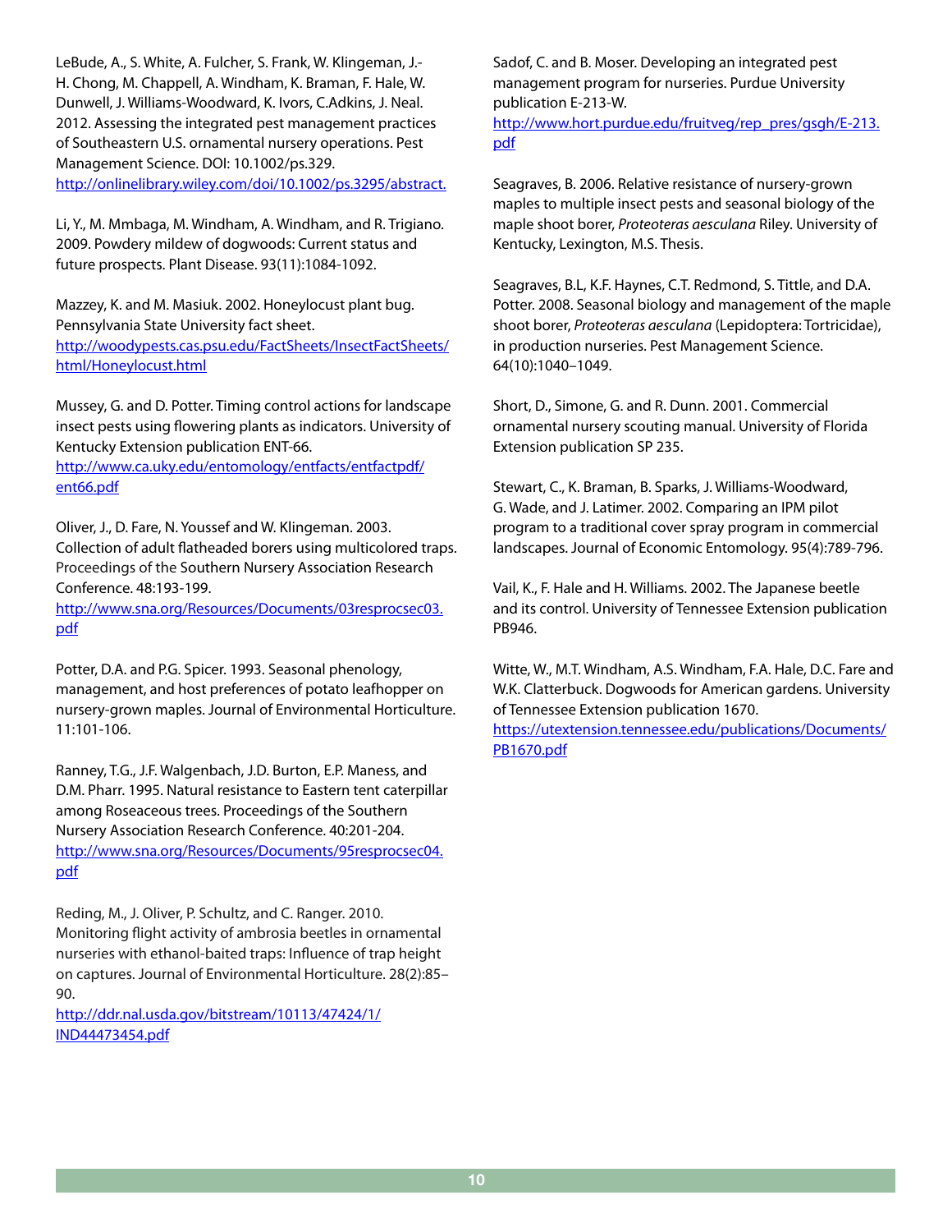LeBude, A., S. White, A. Fulcher, S. Frank, W. Klingeman, J.-H. Chong, M. Chappell, A. Windham, K. Braman, F. Hale, W. Dunwell, J. Williams-Woodward, K. Ivors, C.Adkins, J. Neal. 2012. Assessing the integrated pest management practices of Southeastern U.S. ornamental nursery operations. Pest Management Science. DOI: 10.1002/ps.329. http://onlinelibrary.wiley.com/doi/10.1002/ps.3295/abstract.

Li, Y., M. Mmbaga, M. Windham, A. Windham, and R. Trigiano. 2009. Powdery mildew of dogwoods: Current status and future prospects. Plant Disease. 93(11):1084-1092.

Mazzey, K. and M. Masiuk. 2002. Honeylocust plant bug. Pennsylvania State University fact sheet. http://woodypests.cas.psu.edu/FactSheets/InsectFactSheets/html/Honeylocust.html

Mussey, G. and D. Potter. Timing control actions for landscape insect pests using flowering plants as indicators. University of Kentucky Extension publication ENT-66. http://www.ca.uky.edu/entomology/entfacts/entfactpdf/ent66.pdf

Oliver, J., D. Fare, N. Youssef and W. Klingeman. 2003. Collection of adult flatheaded borers using multicolored traps. Proceedings of the Southern Nursery Association Research Conference. 48:193-199. http://www.sna.org/Resources/Documents/03resprocsec03.pdf

Potter, D.A. and P.G. Spicer. 1993. Seasonal phenology, management, and host preferences of potato leafhopper on nursery-grown maples. Journal of Environmental Horticulture. 11:101-106.

Ranney, T.G., J.F. Walgenbach, J.D. Burton, E.P. Maness, and D.M. Pharr. 1995. Natural resistance to Eastern tent caterpillar among Roseaceous trees. Proceedings of the Southern Nursery Association Research Conference. 40:201-204. http://www.sna.org/Resources/Documents/95resprocsec04.pdf

Reding, M., J. Oliver, P. Schultz, and C. Ranger. 2010. Monitoring flight activity of ambrosia beetles in ornamental nurseries with ethanol-baited traps: Influence of trap height on captures. Journal of Environmental Horticulture. 28(2):85–90. http://ddr.nal.usda.gov/bitstream/10113/47424/1/IND44473454.pdf

Sadof, C. and B. Moser. Developing an integrated pest management program for nurseries. Purdue University publication E-213-W. http://www.hort.purdue.edu/fruitveg/rep_pres/gsgh/E-213.pdf

Seagraves, B. 2006. Relative resistance of nursery-grown maples to multiple insect pests and seasonal biology of the maple shoot borer, *Proteoteras aesculana* Riley. University of Kentucky, Lexington, M.S. Thesis.

Seagraves, B.L, K.F. Haynes, C.T. Redmond, S. Tittle, and D.A. Potter. 2008. Seasonal biology and management of the maple shoot borer, *Proteoteras aesculana* (Lepidoptera: Tortricidae), in production nurseries. Pest Management Science. 64(10):1040–1049.

Short, D., Simone, G. and R. Dunn. 2001. Commercial ornamental nursery scouting manual. University of Florida Extension publication SP 235.

Stewart, C., K. Braman, B. Sparks, J. Williams-Woodward, G. Wade, and J. Latimer. 2002. Comparing an IPM pilot program to a traditional cover spray program in commercial landscapes. Journal of Economic Entomology. 95(4):789-796.

Vail, K., F. Hale and H. Williams. 2002. The Japanese beetle and its control. University of Tennessee Extension publication PB946.

Witte, W., M.T. Windham, A.S. Windham, F.A. Hale, D.C. Fare and W.K. Clatterbuck. Dogwoods for American gardens. University of Tennessee Extension publication 1670. https://utextension.tennessee.edu/publications/Documents/PB1670.pdf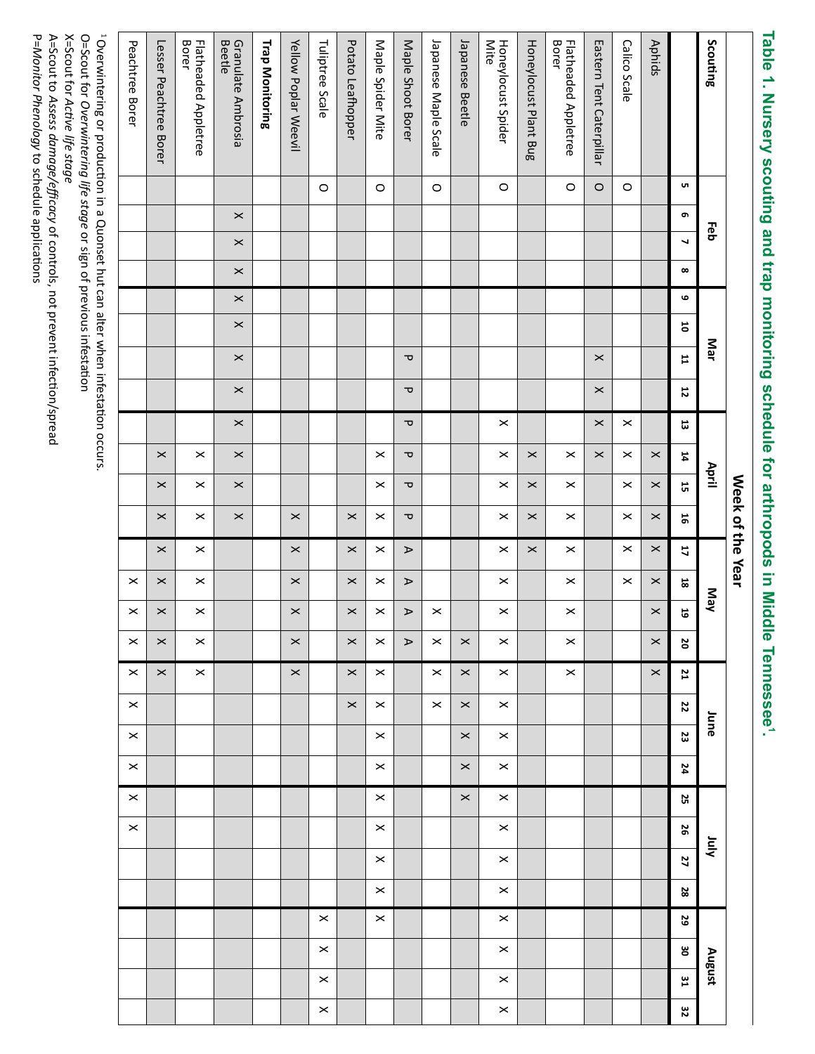## Table 1. Nursery scouting and trap monitoring schedule for arthropods in Middle Tennessee[1].

| | Week of the Year | | | | | | | | | | | | | | | | | | | | | | | | | | | |
|---|---|---|---|---|---|---|---|---|---|---|---|---|---|---|---|---|---|---|---|---|---|---|---|---|---|---|---|---|
| **Scouting** | Feb | | | | Mar | | | | April | | | | May | | | | June | | | | July | | | | August | | | |
| | **5** | **6** | **7** | **8** | **9** | **10** | **11** | **12** | **13** | **14** | **15** | **16** | **17** | **18** | **19** | **20** | **21** | **22** | **23** | **24** | **25** | **26** | **27** | **28** | **29** | **30** | **31** | **32** |
| Aphids | | | | | | | | | | X | X | X | X | X | X | X | X | | | | | | | | | | | |
| Calico Scale | O | | | | | | | | X | X | X | X | X | X | | | | | | | | | | | | | | |
| Eastern Tent Caterpillar | O | | | | | | X | X | X | X | | | | | | | | | | | | | | | | | | |
| Flatheaded Appletree Borer | O | | | | | | | | | X | X | X | X | X | X | X | X | | | | | | | | | | | |
| Honeylocust Plant Bug | | | | | | | | | | X | X | X | X | | | | | | | | | | | | | | | |
| Honeylocust Spider Mite | O | | | | | | | | X | X | X | X | X | X | X | X | X | X | X | X | X | X | X | X | X | X | X | X |
| Japanese Beetle | | | | | | | | | | | | | | | | X | X | X | X | X | X | | | | | | | |
| Japanese Maple Scale | O | | | | | | | | | | | | | | X | X | X | X | | | | | | | | | | |
| Maple Shoot Borer | | | | | | | P | P | P | P | P | P | A | A | A | A | | | | | | | | | | | | |
| Maple Spider Mite | O | | | | | | | | | X | X | X | X | X | X | X | X | X | X | X | X | X | X | X | X | | | |
| Potato Leafhopper | | | | | | | | | | | | X | X | X | X | X | X | X | | | | | | | | | | |
| Tuliptree Scale | O | | | | | | | | | | | | | | | | | | | | | | | | X | X | X | X |
| Yellow Poplar Weevil | | | | | | | | | | | | X | X | X | X | X | X | | | | | | | | | | | |
| **Trap Monitoring** | | | | | | | | | | | | | | | | | | | | | | | | | | | | |
| Granulate Ambrosia Beetle | | X | X | X | X | X | X | X | X | X | X | X | | | | | | | | | | | | | | | | |
| Flatheaded Appletree Borer | | | | | | | | | | X | X | X | X | X | X | X | X | | | | | | | | | | | |
| Lesser Peachtree Borer | | | | | | | | | | X | X | X | X | X | X | X | X | | | | | | | | | | | |
| Peachtree Borer | | | | | | | | | | | | | | X | X | X | X | X | X | X | X | X | | | | | | |

[1] Overwintering or production in a Quonset hut can alter when infestation occurs.
O=Scout for *Overwintering life stage* or sign of previous infestation
X=Scout for *Active life stage*
A=Scout to *Assess damage/efficacy* of controls, not prevent infection/spread
P=*Monitor Phenology* to schedule applications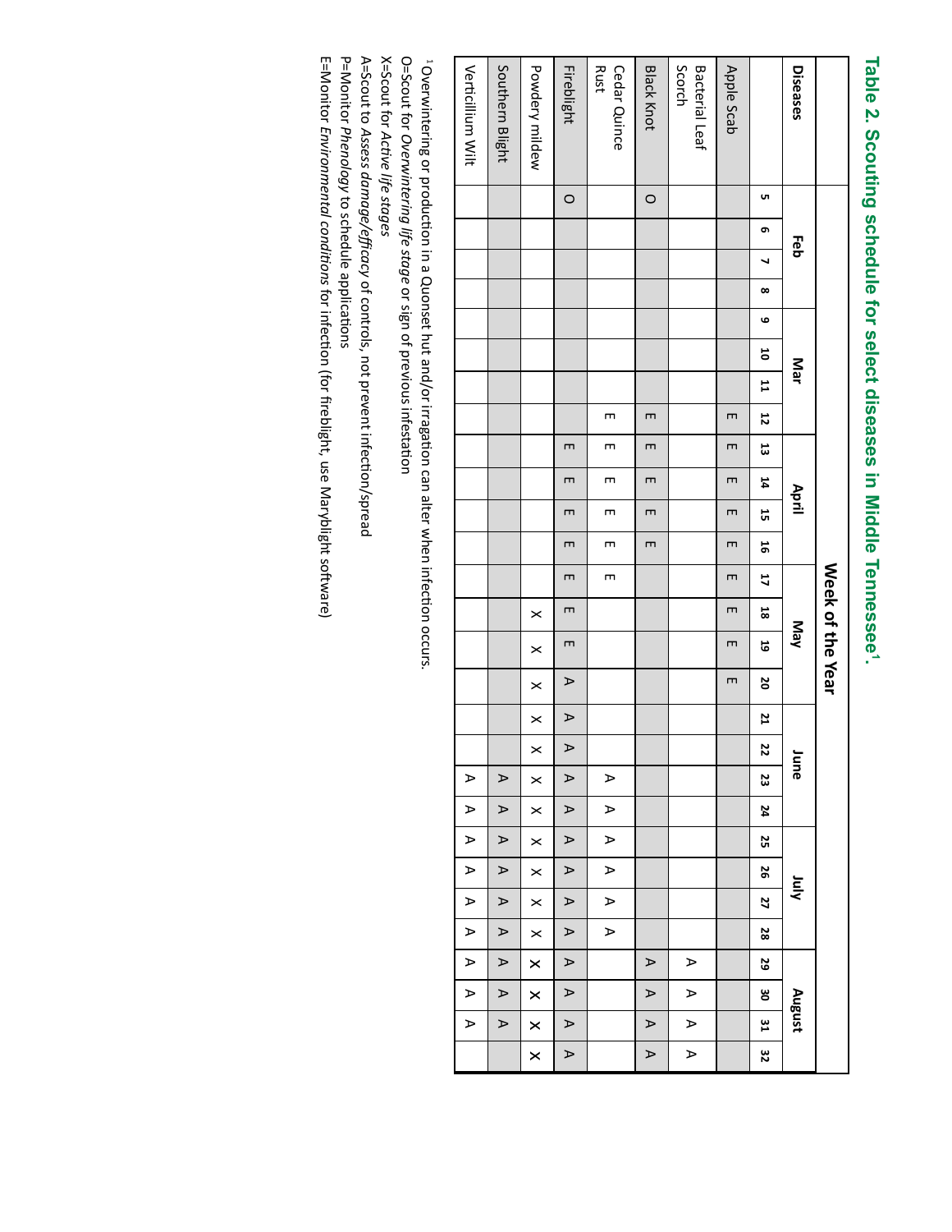# Table 2. Scouting schedule for select diseases in Middle Tennessee[1].

| Diseases | Week of the Year | | | | | | | | | | | | | | | | | | | | | | | | | | | |
|---|---|---|---|---|---|---|---|---|---|---|---|---|---|---|---|---|---|---|---|---|---|---|---|---|---|---|---|---|
| | Feb | | | | Mar | | | | April | | | | May | | | | June | | | | July | | | | August | | | |
| | 5 | 6 | 7 | 8 | 9 | 10 | 11 | 12 | 13 | 14 | 15 | 16 | 17 | 18 | 19 | 20 | 21 | 22 | 23 | 24 | 25 | 26 | 27 | 28 | 29 | 30 | 31 | 32 |
| Apple Scab | | | | | | | | E | E | E | E | E | E | E | E | E | | | | | | | | | | | | |
| Bacterial Leaf Scorch | | | | | | | | | | | | | | | | | | | | | | | | | A | A | A | A |
| Black Knot | O | | | | | | | E | E | E | E | E | | | | | | | | | | | | | A | A | A | A |
| Cedar Quince Rust | | | | | | | | E | E | E | E | E | E | | | | | | A | A | A | A | A | A | | | | |
| Fireblight | O | | | | | | | | E | E | E | E | E | E | E | A | A | A | A | A | A | A | A | A | A | A | A | A |
| Powdery mildew | | | | | | | | | | | | | | X | X | X | X | X | X | X | X | X | X | X | X | X | X | X |
| Southern Blight | | | | | | | | | | | | | | | | | | | A | A | A | A | A | A | A | A | A | |
| Verticillium Wilt | | | | | | | | | | | | | | | | | | | A | A | A | A | A | A | A | A | A | |

[1] Overwintering or production in a Quonset hut and/or irragation can alter when infection occurs.

O=Scout for *Overwintering life stage* or sign of previous infestation

X=Scout for *Active life stages*

A=Scout to *Assess damage/efficacy* of controls, not prevent infection/spread

P=Monitor *Phenology* to schedule applications

E=Monitor *Environmental conditions* for infection (for fireblight, use Maryblight software)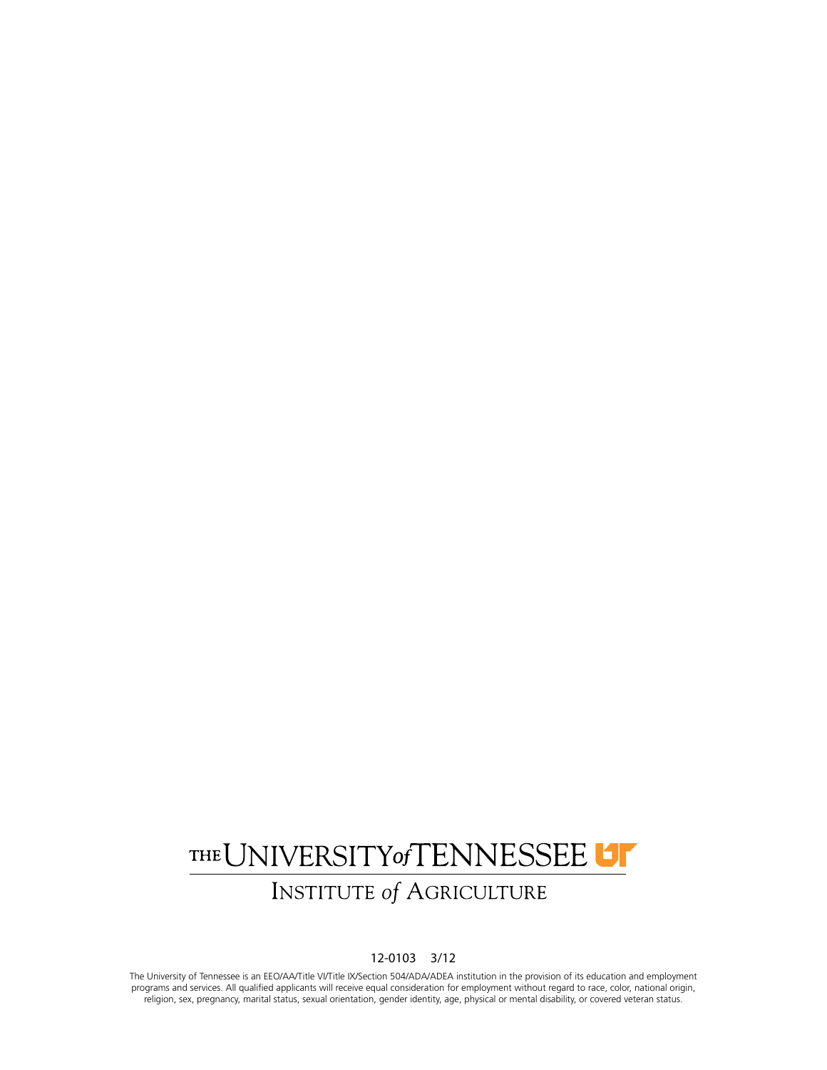THE UNIVERSITY *of* TENNESSEE

INSTITUTE *of* AGRICULTURE

12-0103 3/12

The University of Tennessee is an EEO/AA/Title VI/Title IX/Section 504/ADA/ADEA institution in the provision of its education and employment programs and services. All qualified applicants will receive equal consideration for employment without regard to race, color, national origin, religion, sex, pregnancy, marital status, sexual orientation, gender identity, age, physical or mental disability, or covered veteran status.